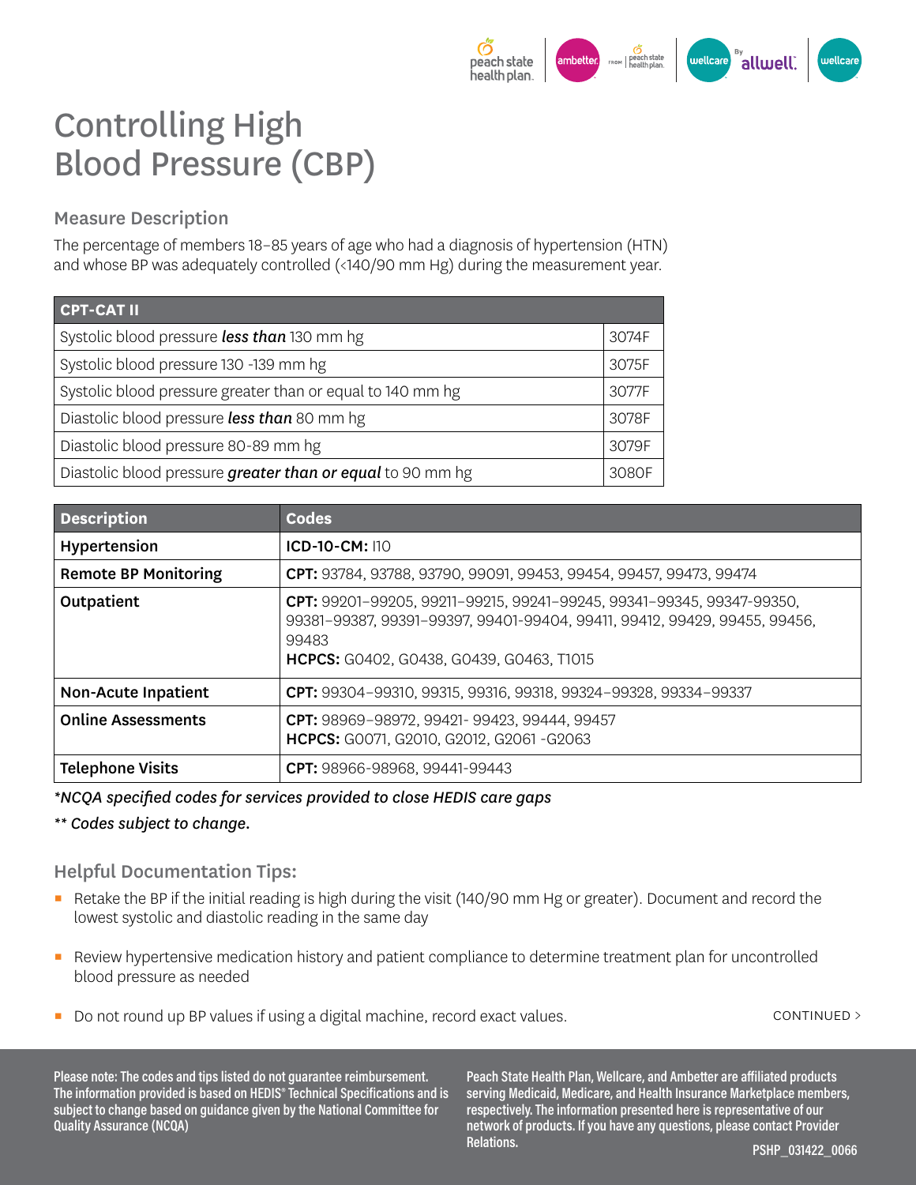# Controlling High Blood Pressure (CBP)

## Measure Description

The percentage of members 18–85 years of age who had a diagnosis of hypertension (HTN) and whose BP was adequately controlled (<140/90 mm Hg) during the measurement year.

| CPT-CAT II | |
|---|---|
| Systolic blood pressure ***less than*** 130 mm hg | 3074F |
| Systolic blood pressure 130 -139 mm hg | 3075F |
| Systolic blood pressure greater than or equal to 140 mm hg | 3077F |
| Diastolic blood pressure ***less than*** 80 mm hg | 3078F |
| Diastolic blood pressure 80-89 mm hg | 3079F |
| Diastolic blood pressure ***greater than or equal*** to 90 mm hg | 3080F |

| Description | Codes |
|---|---|
| **Hypertension** | **ICD-10-CM:** I10 |
| **Remote BP Monitoring** | **CPT:** 93784, 93788, 93790, 99091, 99453, 99454, 99457, 99473, 99474 |
| **Outpatient** | **CPT:** 99201–99205, 99211–99215, 99241–99245, 99341–99345, 99347-99350, 99381–99387, 99391–99397, 99401-99404, 99411, 99412, 99429, 99455, 99456, 99483 **HCPCS:** G0402, G0438, G0439, G0463, T1015 |
| **Non-Acute Inpatient** | **CPT:** 99304–99310, 99315, 99316, 99318, 99324–99328, 99334–99337 |
| **Online Assessments** | **CPT:** 98969–98972, 99421- 99423, 99444, 99457 **HCPCS:** G0071, G2010, G2012, G2061 -G2063 |
| **Telephone Visits** | **CPT:** 98966-98968, 99441-99443 |

*\*NCQA specified codes for services provided to close HEDIS care gaps*

*\*\* Codes subject to change.*

## Helpful Documentation Tips:

- Retake the BP if the initial reading is high during the visit (140/90 mm Hg or greater). Document and record the lowest systolic and diastolic reading in the same day
- Review hypertensive medication history and patient compliance to determine treatment plan for uncontrolled blood pressure as needed
- Do not round up BP values if using a digital machine, record exact values.

CONTINUED >

**Please note: The codes and tips listed do not guarantee reimbursement. The information provided is based on HEDIS® Technical Specifications and is subject to change based on guidance given by the National Committee for Quality Assurance (NCQA)**

**Peach State Health Plan, Wellcare, and Ambetter are affiliated products serving Medicaid, Medicare, and Health Insurance Marketplace members, respectively. The information presented here is representative of our network of products. If you have any questions, please contact Provider Relations.**

**PSHP_031422_0066**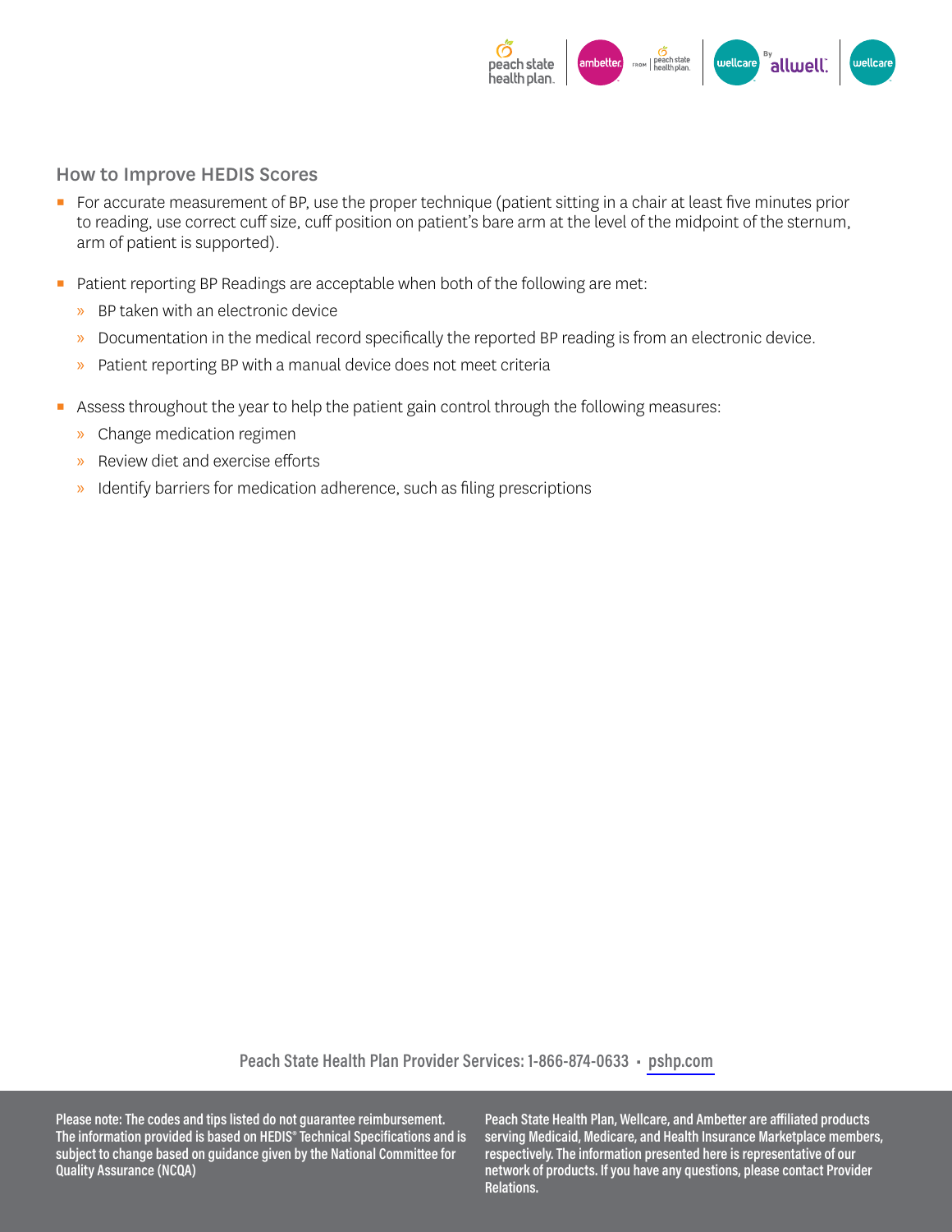## How to Improve HEDIS Scores

- For accurate measurement of BP, use the proper technique (patient sitting in a chair at least five minutes prior to reading, use correct cuff size, cuff position on patient's bare arm at the level of the midpoint of the sternum, arm of patient is supported).
- Patient reporting BP Readings are acceptable when both of the following are met:
  - BP taken with an electronic device
  - Documentation in the medical record specifically the reported BP reading is from an electronic device.
  - Patient reporting BP with a manual device does not meet criteria
- Assess throughout the year to help the patient gain control through the following measures:
  - Change medication regimen
  - Review diet and exercise efforts
  - Identify barriers for medication adherence, such as filing prescriptions

**Peach State Health Plan Provider Services: 1-866-874-0633 • pshp.com**

**Please note: The codes and tips listed do not guarantee reimbursement. The information provided is based on HEDIS® Technical Specifications and is subject to change based on guidance given by the National Committee for Quality Assurance (NCQA)**

**Peach State Health Plan, Wellcare, and Ambetter are affiliated products serving Medicaid, Medicare, and Health Insurance Marketplace members, respectively. The information presented here is representative of our network of products. If you have any questions, please contact Provider Relations.**